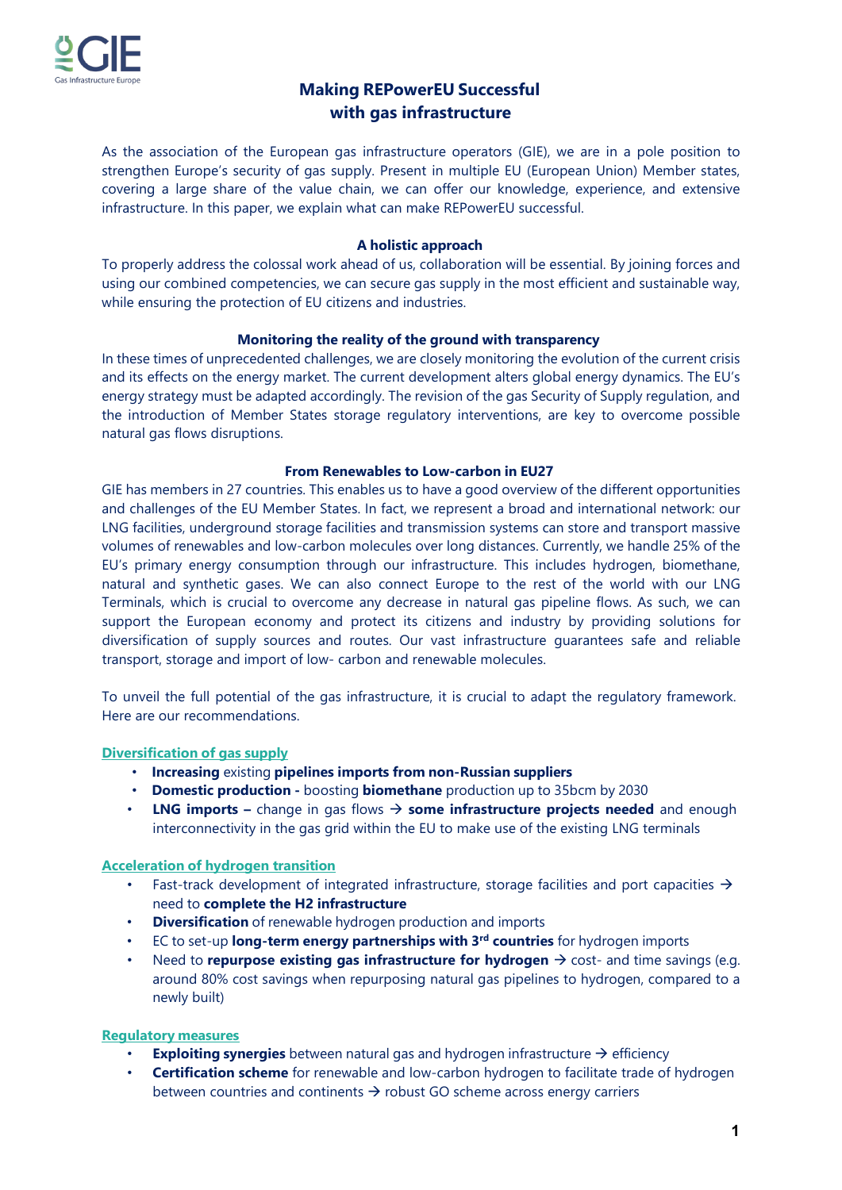# Making REPowerEU Successful with gas infrastructure

As the association of the European gas infrastructure operators (GIE), we are in a pole position to strengthen Europe's security of gas supply. Present in multiple EU (European Union) Member states, covering a large share of the value chain, we can offer our knowledge, experience, and extensive infrastructure. In this paper, we explain what can make REPowerEU successful.

### A holistic approach

To properly address the colossal work ahead of us, collaboration will be essential. By joining forces and using our combined competencies, we can secure gas supply in the most efficient and sustainable way, while ensuring the protection of EU citizens and industries.

### Monitoring the reality of the ground with transparency

In these times of unprecedented challenges, we are closely monitoring the evolution of the current crisis and its effects on the energy market. The current development alters global energy dynamics. The EU's energy strategy must be adapted accordingly. The revision of the gas Security of Supply regulation, and the introduction of Member States storage regulatory interventions, are key to overcome possible natural gas flows disruptions.

### From Renewables to Low-carbon in EU27

GIE has members in 27 countries. This enables us to have a good overview of the different opportunities and challenges of the EU Member States. In fact, we represent a broad and international network: our LNG facilities, underground storage facilities and transmission systems can store and transport massive volumes of renewables and low-carbon molecules over long distances. Currently, we handle 25% of the EU's primary energy consumption through our infrastructure. This includes hydrogen, biomethane, natural and synthetic gases. We can also connect Europe to the rest of the world with our LNG Terminals, which is crucial to overcome any decrease in natural gas pipeline flows. As such, we can support the European economy and protect its citizens and industry by providing solutions for diversification of supply sources and routes. Our vast infrastructure guarantees safe and reliable transport, storage and import of low- carbon and renewable molecules.

To unveil the full potential of the gas infrastructure, it is crucial to adapt the regulatory framework. Here are our recommendations.

#### Diversification of gas supply

- **Increasing** existing **pipelines imports from non-Russian suppliers**
- **Domestic production -** boosting **biomethane** production up to 35bcm by 2030
- **LNG imports –** change in gas flows → **some infrastructure projects needed** and enough interconnectivity in the gas grid within the EU to make use of the existing LNG terminals

#### Acceleration of hydrogen transition

- Fast-track development of integrated infrastructure, storage facilities and port capacities → need to **complete the H2 infrastructure**
- **Diversification** of renewable hydrogen production and imports
- EC to set-up **long-term energy partnerships with 3rd countries** for hydrogen imports
- Need to **repurpose existing gas infrastructure for hydrogen** → cost- and time savings (e.g. around 80% cost savings when repurposing natural gas pipelines to hydrogen, compared to a newly built)

#### Regulatory measures

- **Exploiting synergies** between natural gas and hydrogen infrastructure → efficiency
- **Certification scheme** for renewable and low-carbon hydrogen to facilitate trade of hydrogen between countries and continents → robust GO scheme across energy carriers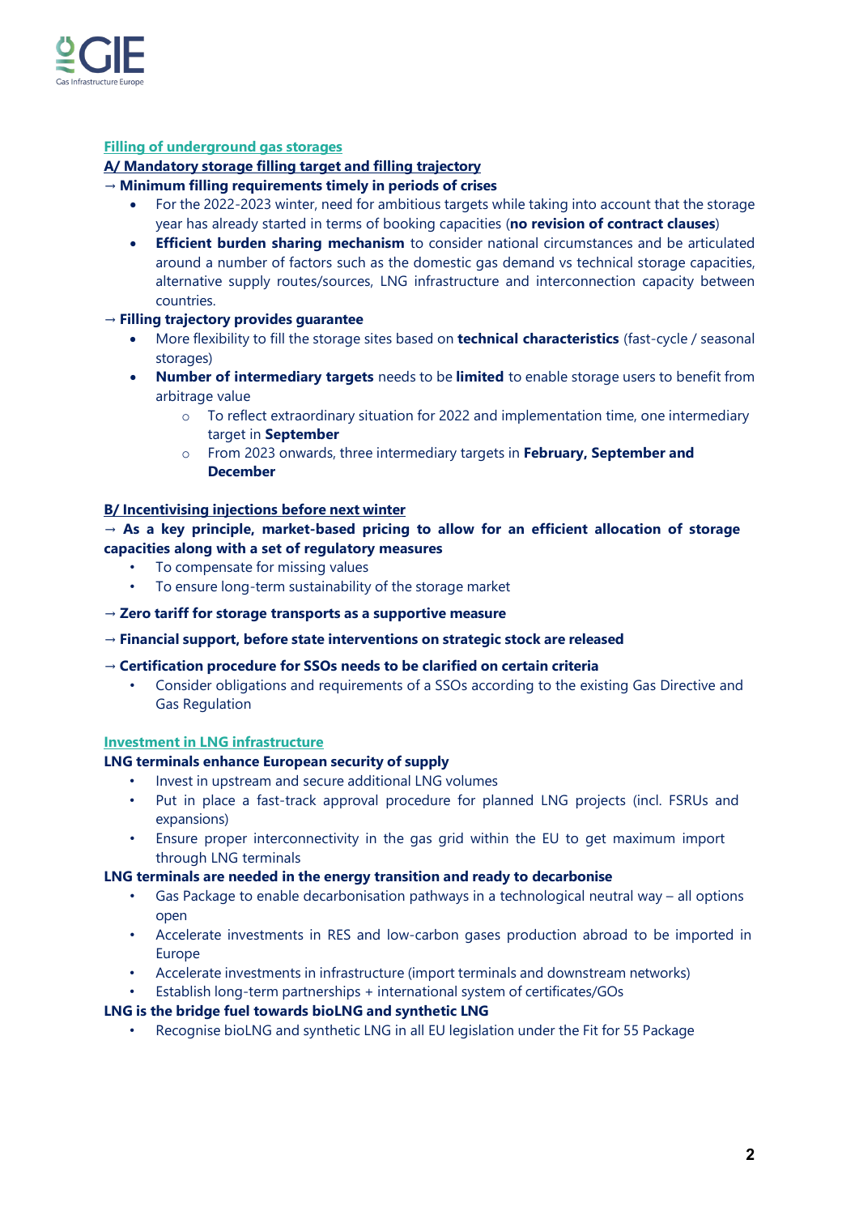## Filling of underground gas storages

### A/ Mandatory storage filling target and filling trajectory

→ **Minimum filling requirements timely in periods of crises**

- For the 2022-2023 winter, need for ambitious targets while taking into account that the storage year has already started in terms of booking capacities (**no revision of contract clauses**)
- **Efficient burden sharing mechanism** to consider national circumstances and be articulated around a number of factors such as the domestic gas demand vs technical storage capacities, alternative supply routes/sources, LNG infrastructure and interconnection capacity between countries.

→ **Filling trajectory provides guarantee**

- More flexibility to fill the storage sites based on **technical characteristics** (fast-cycle / seasonal storages)
- **Number of intermediary targets** needs to be **limited** to enable storage users to benefit from arbitrage value
  - To reflect extraordinary situation for 2022 and implementation time, one intermediary target in **September**
  - From 2023 onwards, three intermediary targets in **February, September and December**

### B/ Incentivising injections before next winter

→ **As a key principle, market-based pricing to allow for an efficient allocation of storage capacities along with a set of regulatory measures**

- To compensate for missing values
- To ensure long-term sustainability of the storage market

→ **Zero tariff for storage transports as a supportive measure**

→ **Financial support, before state interventions on strategic stock are released**

→ **Certification procedure for SSOs needs to be clarified on certain criteria**

- Consider obligations and requirements of a SSOs according to the existing Gas Directive and Gas Regulation

## Investment in LNG infrastructure

**LNG terminals enhance European security of supply**

- Invest in upstream and secure additional LNG volumes
- Put in place a fast-track approval procedure for planned LNG projects (incl. FSRUs and expansions)
- Ensure proper interconnectivity in the gas grid within the EU to get maximum import through LNG terminals

**LNG terminals are needed in the energy transition and ready to decarbonise**

- Gas Package to enable decarbonisation pathways in a technological neutral way – all options open
- Accelerate investments in RES and low-carbon gases production abroad to be imported in Europe
- Accelerate investments in infrastructure (import terminals and downstream networks)
- Establish long-term partnerships + international system of certificates/GOs

**LNG is the bridge fuel towards bioLNG and synthetic LNG**

- Recognise bioLNG and synthetic LNG in all EU legislation under the Fit for 55 Package